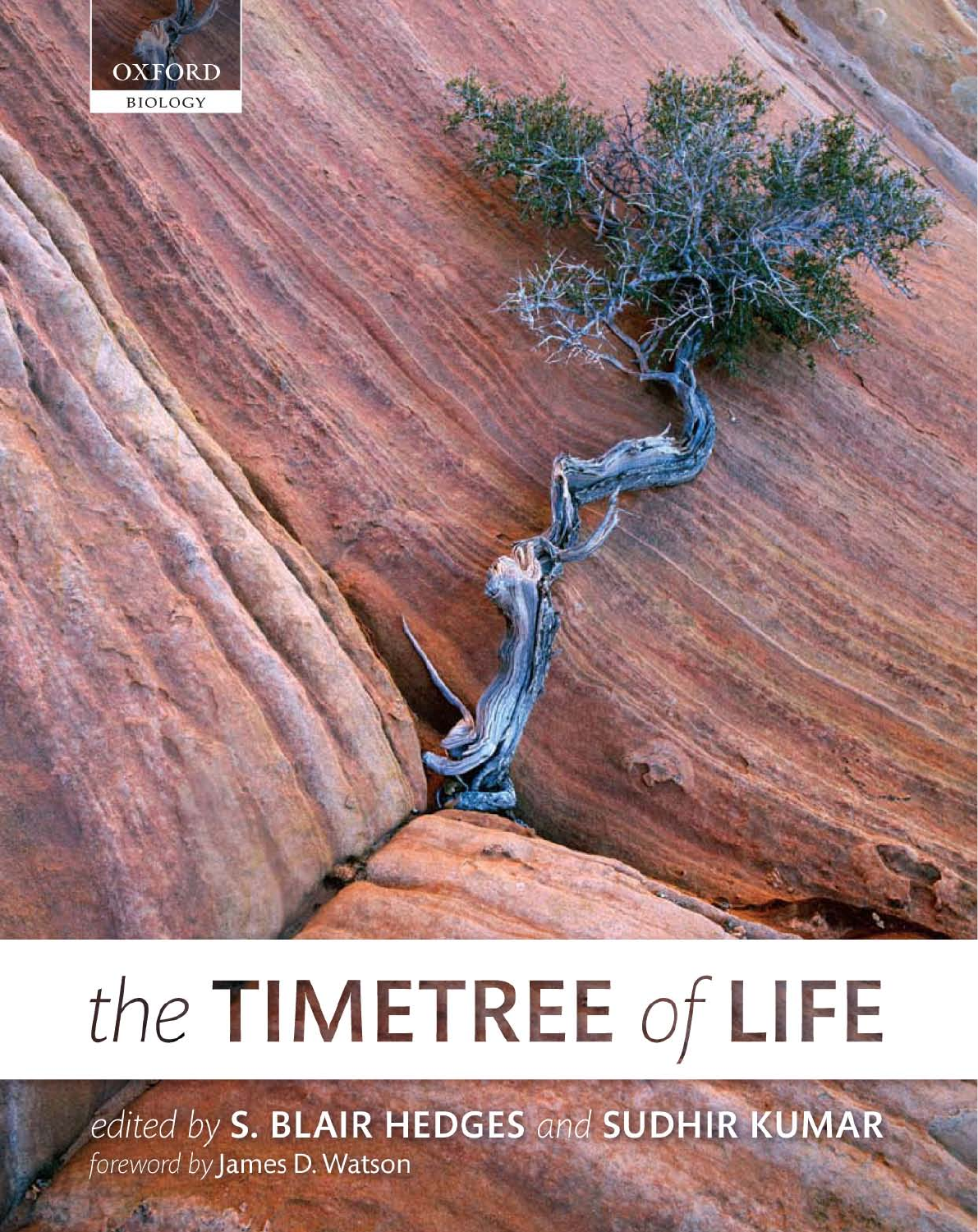OXFORD

BIOLOGY

# *the* TIMETREE *of* LIFE

*edited by* **S. BLAIR HEDGES** *and* **SUDHIR KUMAR**

*foreword by* James D. Watson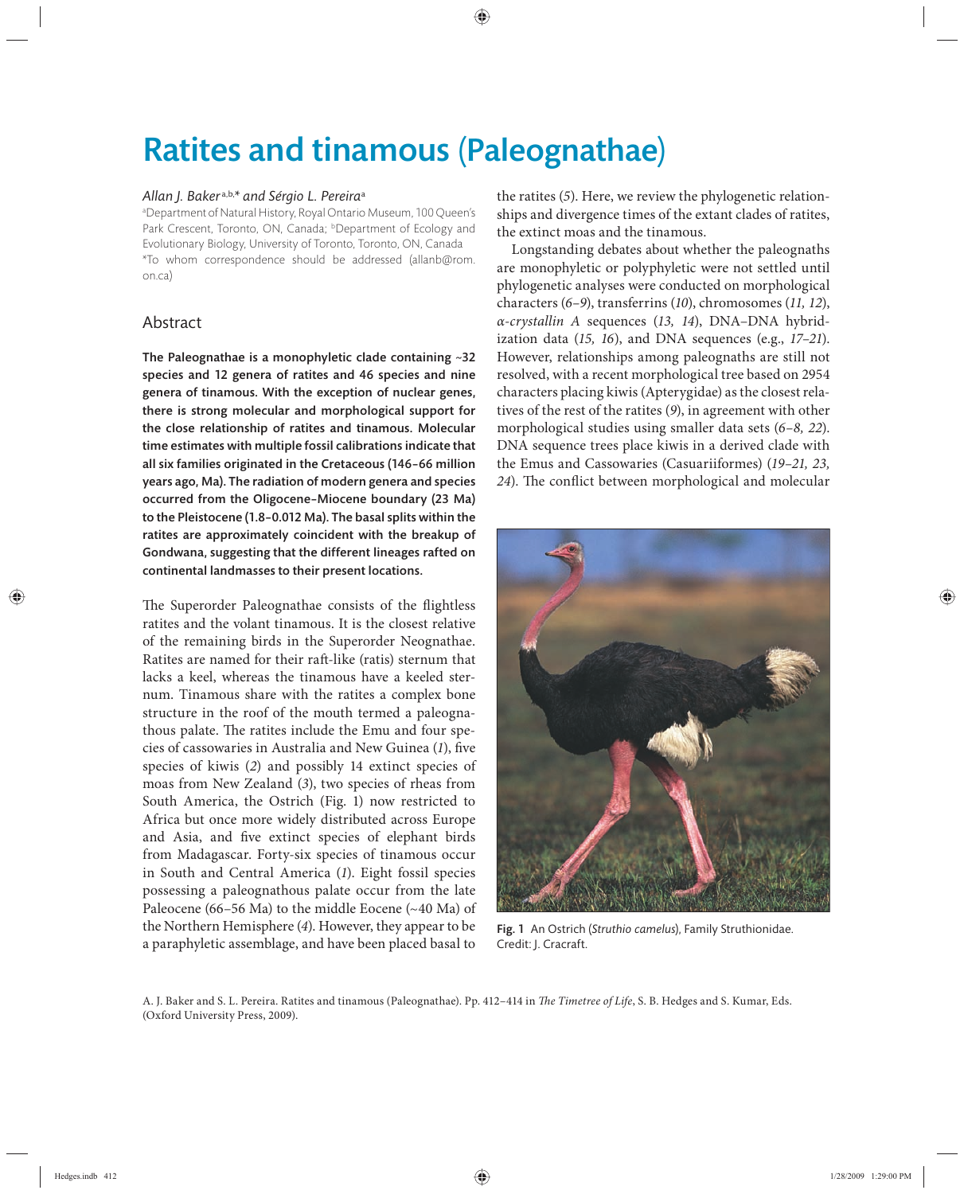# Ratites and tinamous (Paleognathae)

*Allan J. Baker*[a,b,*] *and Sérgio L. Pereira*[a]

[a]Department of Natural History, Royal Ontario Museum, 100 Queen's Park Crescent, Toronto, ON, Canada; [b]Department of Ecology and Evolutionary Biology, University of Toronto, Toronto, ON, Canada

*To whom correspondence should be addressed (allanb@rom.on.ca)

## Abstract

**The Paleognathae is a monophyletic clade containing ~32 species and 12 genera of ratites and 46 species and nine genera of tinamous. With the exception of nuclear genes, there is strong molecular and morphological support for the close relationship of ratites and tinamous. Molecular time estimates with multiple fossil calibrations indicate that all six families originated in the Cretaceous (146–66 million years ago, Ma). The radiation of modern genera and species occurred from the Oligocene–Miocene boundary (23 Ma) to the Pleistocene (1.8–0.012 Ma). The basal splits within the ratites are approximately coincident with the breakup of Gondwana, suggesting that the different lineages rafted on continental landmasses to their present locations.**

The Superorder Paleognathae consists of the flightless ratites and the volant tinamous. It is the closest relative of the remaining birds in the Superorder Neognathae. Ratites are named for their raft-like (ratis) sternum that lacks a keel, whereas the tinamous have a keeled sternum. Tinamous share with the ratites a complex bone structure in the roof of the mouth termed a paleognathous palate. The ratites include the Emu and four species of cassowaries in Australia and New Guinea (*1*), five species of kiwis (*2*) and possibly 14 extinct species of moas from New Zealand (*3*), two species of rheas from South America, the Ostrich (Fig. 1) now restricted to Africa but once more widely distributed across Europe and Asia, and five extinct species of elephant birds from Madagascar. Forty-six species of tinamous occur in South and Central America (*1*). Eight fossil species possessing a paleognathous palate occur from the late Paleocene (66–56 Ma) to the middle Eocene (~40 Ma) of the Northern Hemisphere (*4*). However, they appear to be a paraphyletic assemblage, and have been placed basal to the ratites (*5*). Here, we review the phylogenetic relationships and divergence times of the extant clades of ratites, the extinct moas and the tinamous.

Longstanding debates about whether the paleognaths are monophyletic or polyphyletic were not settled until phylogenetic analyses were conducted on morphological characters (*6–9*), transferrins (*10*), chromosomes (*11, 12*), *α-crystallin A* sequences (*13, 14*), DNA–DNA hybridization data (*15, 16*), and DNA sequences (e.g., *17–21*). However, relationships among paleognaths are still not resolved, with a recent morphological tree based on 2954 characters placing kiwis (Apterygidae) as the closest relatives of the rest of the ratites (*9*), in agreement with other morphological studies using smaller data sets (*6–8, 22*). DNA sequence trees place kiwis in a derived clade with the Emus and Cassowaries (Casuariiformes) (*19–21, 23, 24*). The conflict between morphological and molecular

Fig. 1 An Ostrich (*Struthio camelus*), Family Struthionidae. Credit: J. Cracraft.

A. J. Baker and S. L. Pereira. Ratites and tinamous (Paleognathae). Pp. 412–414 in *The Timetree of Life*, S. B. Hedges and S. Kumar, Eds. (Oxford University Press, 2009).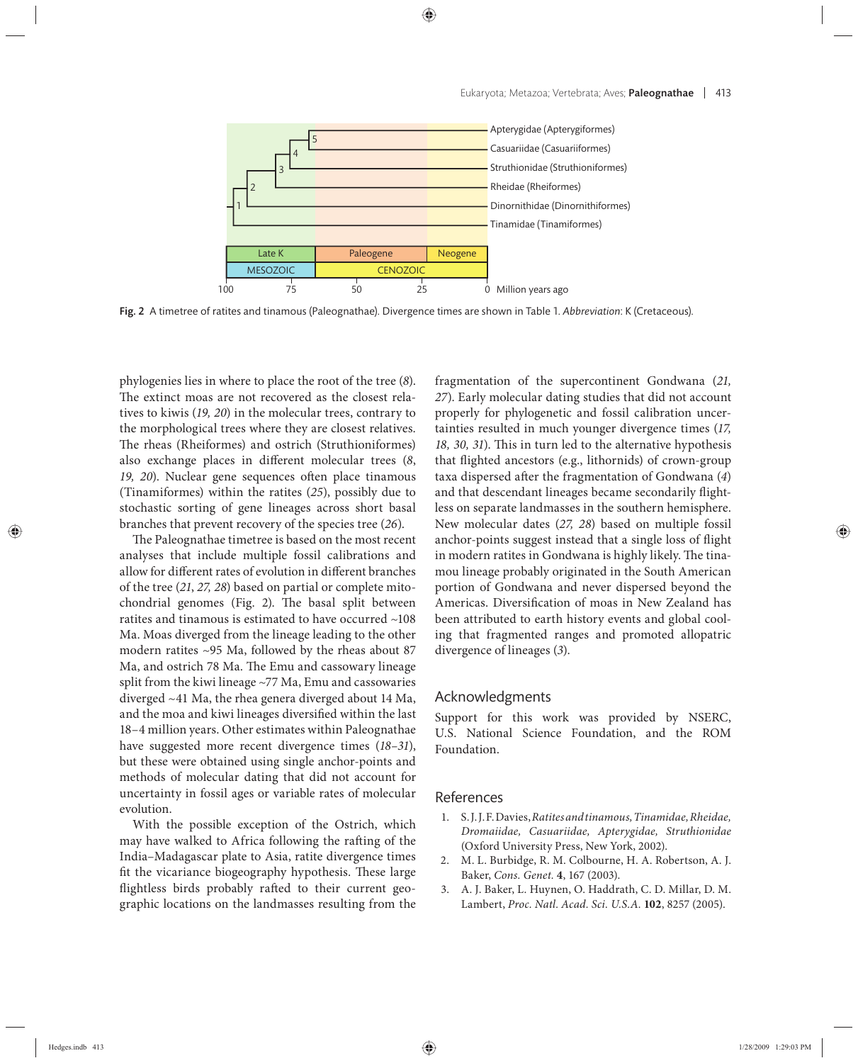Fig. 2 A timetree of ratites and tinamous (Paleognathae). Divergence times are shown in Table 1. *Abbreviation*: K (Cretaceous).

phylogenies lies in where to place the root of the tree (*8*). The extinct moas are not recovered as the closest relatives to kiwis (*19, 20*) in the molecular trees, contrary to the morphological trees where they are closest relatives. The rheas (Rheiformes) and ostrich (Struthioniformes) also exchange places in different molecular trees (*8, 19, 20*). Nuclear gene sequences often place tinamous (Tinamiformes) within the ratites (*25*), possibly due to stochastic sorting of gene lineages across short basal branches that prevent recovery of the species tree (*26*).

The Paleognathae timetree is based on the most recent analyses that include multiple fossil calibrations and allow for different rates of evolution in different branches of the tree (*21*, *27, 28*) based on partial or complete mitochondrial genomes (Fig. 2). The basal split between ratites and tinamous is estimated to have occurred ~108 Ma. Moas diverged from the lineage leading to the other modern ratites ~95 Ma, followed by the rheas about 87 Ma, and ostrich 78 Ma. The Emu and cassowary lineage split from the kiwi lineage ~77 Ma, Emu and cassowaries diverged ~41 Ma, the rhea genera diverged about 14 Ma, and the moa and kiwi lineages diversified within the last 18–4 million years. Other estimates within Paleognathae have suggested more recent divergence times (*18–31*), but these were obtained using single anchor-points and methods of molecular dating that did not account for uncertainty in fossil ages or variable rates of molecular evolution.

With the possible exception of the Ostrich, which may have walked to Africa following the rafting of the India–Madagascar plate to Asia, ratite divergence times fit the vicariance biogeography hypothesis. These large flightless birds probably rafted to their current geographic locations on the landmasses resulting from the fragmentation of the supercontinent Gondwana (*21, 27*). Early molecular dating studies that did not account properly for phylogenetic and fossil calibration uncertainties resulted in much younger divergence times (*17, 18, 30, 31*). This in turn led to the alternative hypothesis that flighted ancestors (e.g., lithornids) of crown-group taxa dispersed after the fragmentation of Gondwana (*4*) and that descendant lineages became secondarily flightless on separate landmasses in the southern hemisphere. New molecular dates (*27, 28*) based on multiple fossil anchor-points suggest instead that a single loss of flight in modern ratites in Gondwana is highly likely. The tinamou lineage probably originated in the South American portion of Gondwana and never dispersed beyond the Americas. Diversification of moas in New Zealand has been attributed to earth history events and global cooling that fragmented ranges and promoted allopatric divergence of lineages (*3*).

## Acknowledgments

Support for this work was provided by NSERC, U.S. National Science Foundation, and the ROM Foundation.

## References

1. S. J. J. F. Davies, *Ratites and tinamous, Tinamidae, Rheidae, Dromaiidae, Casuariidae, Apterygidae, Struthionidae* (Oxford University Press, New York, 2002).
2. M. L. Burbidge, R. M. Colbourne, H. A. Robertson, A. J. Baker, *Cons. Genet.* **4**, 167 (2003).
3. A. J. Baker, L. Huynen, O. Haddrath, C. D. Millar, D. M. Lambert, *Proc. Natl. Acad. Sci. U.S.A.* **102**, 8257 (2005).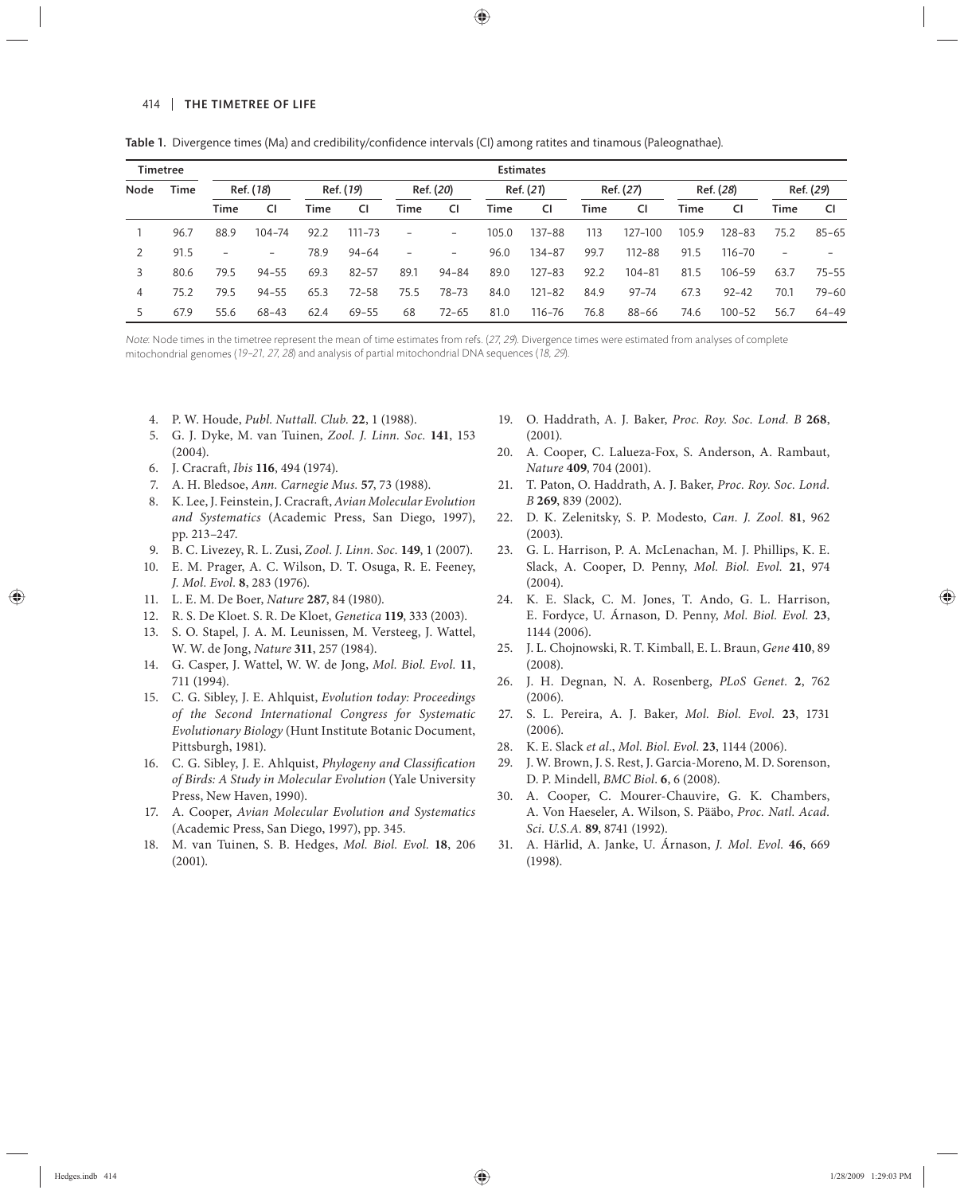Table 1. Divergence times (Ma) and credibility/confidence intervals (CI) among ratites and tinamous (Paleognathae).

| Timetree | | Estimates | | | | | | | | | | | | | |
|---|---|---|---|---|---|---|---|---|---|---|---|---|---|---|---|
| Node | Time | Ref. (18) | | Ref. (19) | | Ref. (20) | | Ref. (21) | | Ref. (27) | | Ref. (28) | | Ref. (29) | |
| | | Time | CI | Time | CI | Time | CI | Time | CI | Time | CI | Time | CI | Time | CI |
| 1 | 96.7 | 88.9 | 104–74 | 92.2 | 111–73 | – | – | 105.0 | 137–88 | 113 | 127–100 | 105.9 | 128–83 | 75.2 | 85–65 |
| 2 | 91.5 | – | – | 78.9 | 94–64 | – | – | 96.0 | 134–87 | 99.7 | 112–88 | 91.5 | 116–70 | – | – |
| 3 | 80.6 | 79.5 | 94–55 | 69.3 | 82–57 | 89.1 | 94–84 | 89.0 | 127–83 | 92.2 | 104–81 | 81.5 | 106–59 | 63.7 | 75–55 |
| 4 | 75.2 | 79.5 | 94–55 | 65.3 | 72–58 | 75.5 | 78–73 | 84.0 | 121–82 | 84.9 | 97–74 | 67.3 | 92–42 | 70.1 | 79–60 |
| 5 | 67.9 | 55.6 | 68–43 | 62.4 | 69–55 | 68 | 72–65 | 81.0 | 116–76 | 76.8 | 88–66 | 74.6 | 100–52 | 56.7 | 64–49 |

*Note*: Node times in the timetree represent the mean of time estimates from refs. (*27, 29*). Divergence times were estimated from analyses of complete mitochondrial genomes (*19–21, 27, 28*) and analysis of partial mitochondrial DNA sequences (*18, 29*).

4. P. W. Houde, *Publ. Nuttall. Club.* **22**, 1 (1988).
5. G. J. Dyke, M. van Tuinen, *Zool. J. Linn. Soc.* **141**, 153 (2004).
6. J. Cracraft, *Ibis* **116**, 494 (1974).
7. A. H. Bledsoe, *Ann. Carnegie Mus.* **57**, 73 (1988).
8. K. Lee, J. Feinstein, J. Cracraft, *Avian Molecular Evolution and Systematics* (Academic Press, San Diego, 1997), pp. 213–247.
9. B. C. Livezey, R. L. Zusi, *Zool. J. Linn. Soc.* **149**, 1 (2007).
10. E. M. Prager, A. C. Wilson, D. T. Osuga, R. E. Feeney, *J. Mol. Evol.* **8**, 283 (1976).
11. L. E. M. De Boer, *Nature* **287**, 84 (1980).
12. R. S. De Kloet. S. R. De Kloet, *Genetica* **119**, 333 (2003).
13. S. O. Stapel, J. A. M. Leunissen, M. Versteeg, J. Wattel, W. W. de Jong, *Nature* **311**, 257 (1984).
14. G. Casper, J. Wattel, W. W. de Jong, *Mol. Biol. Evol.* **11**, 711 (1994).
15. C. G. Sibley, J. E. Ahlquist, *Evolution today: Proceedings of the Second International Congress for Systematic Evolutionary Biology* (Hunt Institute Botanic Document, Pittsburgh, 1981).
16. C. G. Sibley, J. E. Ahlquist, *Phylogeny and Classification of Birds: A Study in Molecular Evolution* (Yale University Press, New Haven, 1990).
17. A. Cooper, *Avian Molecular Evolution and Systematics* (Academic Press, San Diego, 1997), pp. 345.
18. M. van Tuinen, S. B. Hedges, *Mol. Biol. Evol.* **18**, 206 (2001).
19. O. Haddrath, A. J. Baker, *Proc. Roy. Soc. Lond. B* **268**, (2001).
20. A. Cooper, C. Lalueza-Fox, S. Anderson, A. Rambaut, *Nature* **409**, 704 (2001).
21. T. Paton, O. Haddrath, A. J. Baker, *Proc. Roy. Soc. Lond. B* **269**, 839 (2002).
22. D. K. Zelenitsky, S. P. Modesto, *Can. J. Zool.* **81**, 962 (2003).
23. G. L. Harrison, P. A. McLenachan, M. J. Phillips, K. E. Slack, A. Cooper, D. Penny, *Mol. Biol. Evol.* **21**, 974 (2004).
24. K. E. Slack, C. M. Jones, T. Ando, G. L. Harrison, E. Fordyce, U. Árnason, D. Penny, *Mol. Biol. Evol.* **23**, 1144 (2006).
25. J. L. Chojnowski, R. T. Kimball, E. L. Braun, *Gene* **410**, 89 (2008).
26. J. H. Degnan, N. A. Rosenberg, *PLoS Genet.* **2**, 762 (2006).
27. S. L. Pereira, A. J. Baker, *Mol. Biol. Evol.* **23**, 1731 (2006).
28. K. E. Slack *et al.*, *Mol. Biol. Evol.* **23**, 1144 (2006).
29. J. W. Brown, J. S. Rest, J. Garcia-Moreno, M. D. Sorenson, D. P. Mindell, *BMC Biol.* **6**, 6 (2008).
30. A. Cooper, C. Mourer-Chauvire, G. K. Chambers, A. Von Haeseler, A. Wilson, S. Pääbo, *Proc. Natl. Acad. Sci. U.S.A.* **89**, 8741 (1992).
31. A. Härlid, A. Janke, U. Árnason, *J. Mol. Evol.* **46**, 669 (1998).